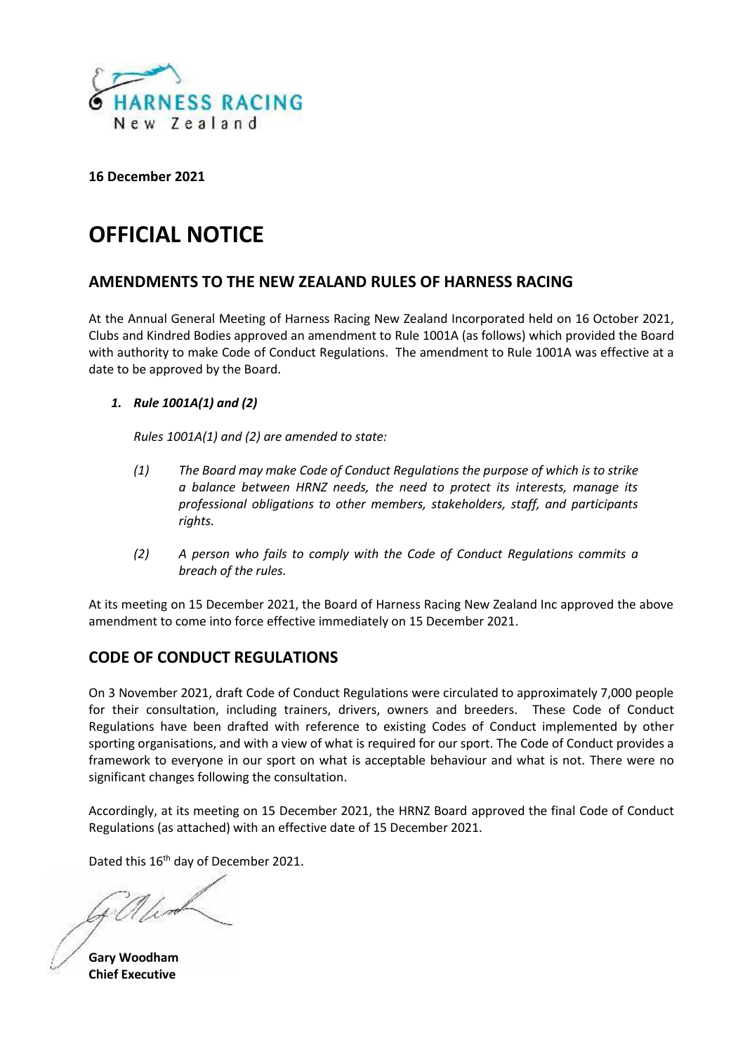HARNESS RACING
New Zealand

**16 December 2021**

# OFFICIAL NOTICE

## AMENDMENTS TO THE NEW ZEALAND RULES OF HARNESS RACING

At the Annual General Meeting of Harness Racing New Zealand Incorporated held on 16 October 2021, Clubs and Kindred Bodies approved an amendment to Rule 1001A (as follows) which provided the Board with authority to make Code of Conduct Regulations. The amendment to Rule 1001A was effective at a date to be approved by the Board.

1. ***Rule 1001A(1) and (2)***

   *Rules 1001A(1) and (2) are amended to state:*

   *(1) The Board may make Code of Conduct Regulations the purpose of which is to strike a balance between HRNZ needs, the need to protect its interests, manage its professional obligations to other members, stakeholders, staff, and participants rights.*

   *(2) A person who fails to comply with the Code of Conduct Regulations commits a breach of the rules.*

At its meeting on 15 December 2021, the Board of Harness Racing New Zealand Inc approved the above amendment to come into force effective immediately on 15 December 2021.

## CODE OF CONDUCT REGULATIONS

On 3 November 2021, draft Code of Conduct Regulations were circulated to approximately 7,000 people for their consultation, including trainers, drivers, owners and breeders. These Code of Conduct Regulations have been drafted with reference to existing Codes of Conduct implemented by other sporting organisations, and with a view of what is required for our sport. The Code of Conduct provides a framework to everyone in our sport on what is acceptable behaviour and what is not. There were no significant changes following the consultation.

Accordingly, at its meeting on 15 December 2021, the HRNZ Board approved the final Code of Conduct Regulations (as attached) with an effective date of 15 December 2021.

Dated this 16th day of December 2021.

**Gary Woodham**
**Chief Executive**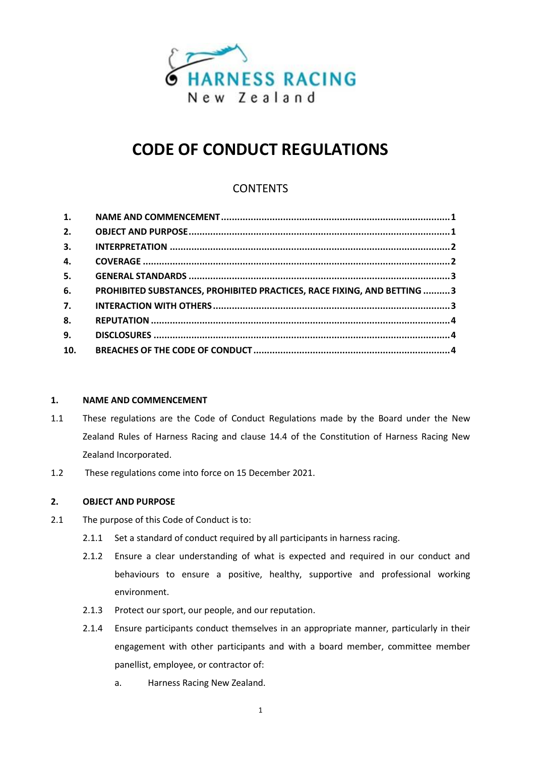# CODE OF CONDUCT REGULATIONS

## CONTENTS

| | | |
|---|---|---|
| 1. | NAME AND COMMENCEMENT | 1 |
| 2. | OBJECT AND PURPOSE | 1 |
| 3. | INTERPRETATION | 2 |
| 4. | COVERAGE | 2 |
| 5. | GENERAL STANDARDS | 3 |
| 6. | PROHIBITED SUBSTANCES, PROHIBITED PRACTICES, RACE FIXING, AND BETTING | 3 |
| 7. | INTERACTION WITH OTHERS | 3 |
| 8. | REPUTATION | 4 |
| 9. | DISCLOSURES | 4 |
| 10. | BREACHES OF THE CODE OF CONDUCT | 4 |

## 1. NAME AND COMMENCEMENT

1.1 These regulations are the Code of Conduct Regulations made by the Board under the New Zealand Rules of Harness Racing and clause 14.4 of the Constitution of Harness Racing New Zealand Incorporated.

1.2 These regulations come into force on 15 December 2021.

## 2. OBJECT AND PURPOSE

2.1 The purpose of this Code of Conduct is to:

2.1.1 Set a standard of conduct required by all participants in harness racing.

2.1.2 Ensure a clear understanding of what is expected and required in our conduct and behaviours to ensure a positive, healthy, supportive and professional working environment.

2.1.3 Protect our sport, our people, and our reputation.

2.1.4 Ensure participants conduct themselves in an appropriate manner, particularly in their engagement with other participants and with a board member, committee member panellist, employee, or contractor of:

a. Harness Racing New Zealand.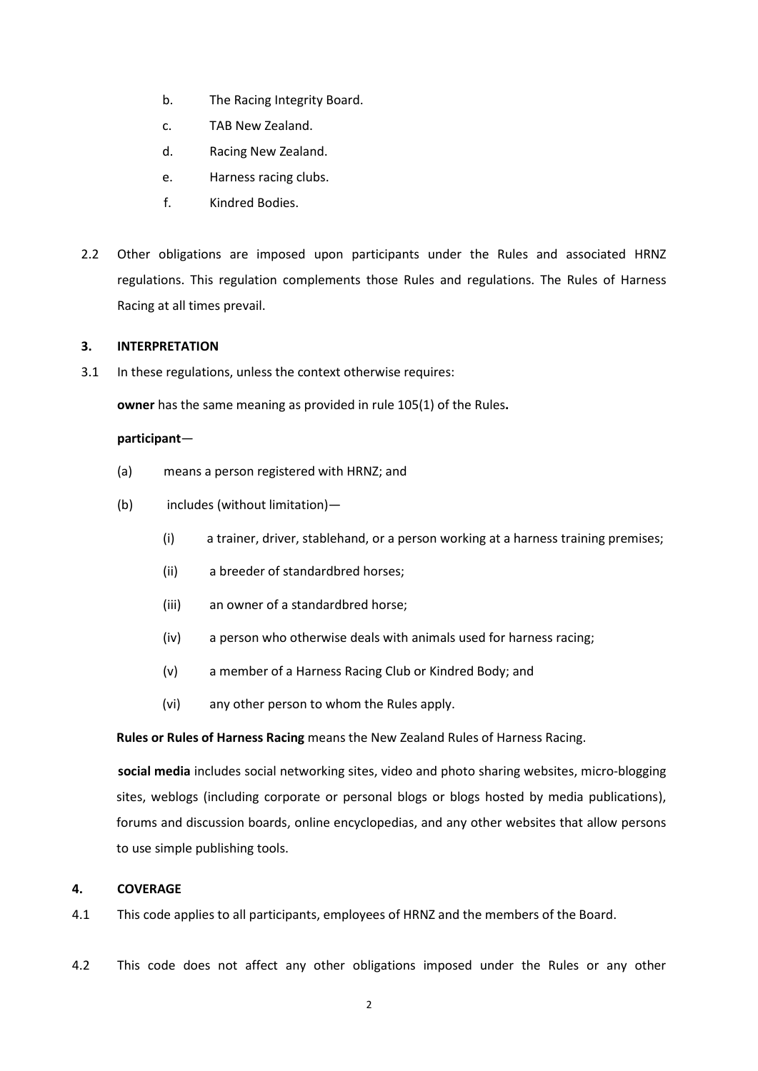b. The Racing Integrity Board.

c. TAB New Zealand.

d. Racing New Zealand.

e. Harness racing clubs.

f. Kindred Bodies.

2.2 Other obligations are imposed upon participants under the Rules and associated HRNZ regulations. This regulation complements those Rules and regulations. The Rules of Harness Racing at all times prevail.

## 3. INTERPRETATION

3.1 In these regulations, unless the context otherwise requires:

**owner** has the same meaning as provided in rule 105(1) of the Rules**.**

**participant**—

(a) means a person registered with HRNZ; and

(b) includes (without limitation)—

(i) a trainer, driver, stablehand, or a person working at a harness training premises;

(ii) a breeder of standardbred horses;

(iii) an owner of a standardbred horse;

(iv) a person who otherwise deals with animals used for harness racing;

(v) a member of a Harness Racing Club or Kindred Body; and

(vi) any other person to whom the Rules apply.

**Rules or Rules of Harness Racing** means the New Zealand Rules of Harness Racing.

**social media** includes social networking sites, video and photo sharing websites, micro-blogging sites, weblogs (including corporate or personal blogs or blogs hosted by media publications), forums and discussion boards, online encyclopedias, and any other websites that allow persons to use simple publishing tools.

## 4. COVERAGE

4.1 This code applies to all participants, employees of HRNZ and the members of the Board.

4.2 This code does not affect any other obligations imposed under the Rules or any other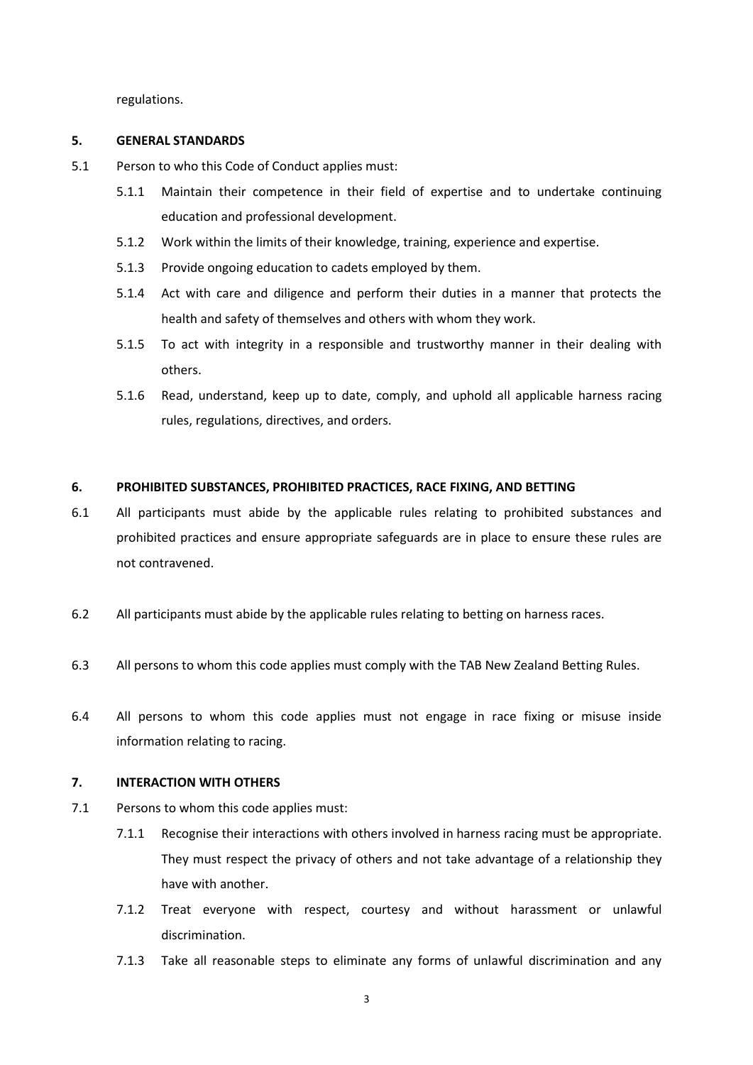regulations.

## 5. GENERAL STANDARDS

5.1 Person to who this Code of Conduct applies must:

- 5.1.1 Maintain their competence in their field of expertise and to undertake continuing education and professional development.
- 5.1.2 Work within the limits of their knowledge, training, experience and expertise.
- 5.1.3 Provide ongoing education to cadets employed by them.
- 5.1.4 Act with care and diligence and perform their duties in a manner that protects the health and safety of themselves and others with whom they work.
- 5.1.5 To act with integrity in a responsible and trustworthy manner in their dealing with others.
- 5.1.6 Read, understand, keep up to date, comply, and uphold all applicable harness racing rules, regulations, directives, and orders.

## 6. PROHIBITED SUBSTANCES, PROHIBITED PRACTICES, RACE FIXING, AND BETTING

6.1 All participants must abide by the applicable rules relating to prohibited substances and prohibited practices and ensure appropriate safeguards are in place to ensure these rules are not contravened.

6.2 All participants must abide by the applicable rules relating to betting on harness races.

6.3 All persons to whom this code applies must comply with the TAB New Zealand Betting Rules.

6.4 All persons to whom this code applies must not engage in race fixing or misuse inside information relating to racing.

## 7. INTERACTION WITH OTHERS

7.1 Persons to whom this code applies must:

- 7.1.1 Recognise their interactions with others involved in harness racing must be appropriate. They must respect the privacy of others and not take advantage of a relationship they have with another.
- 7.1.2 Treat everyone with respect, courtesy and without harassment or unlawful discrimination.
- 7.1.3 Take all reasonable steps to eliminate any forms of unlawful discrimination and any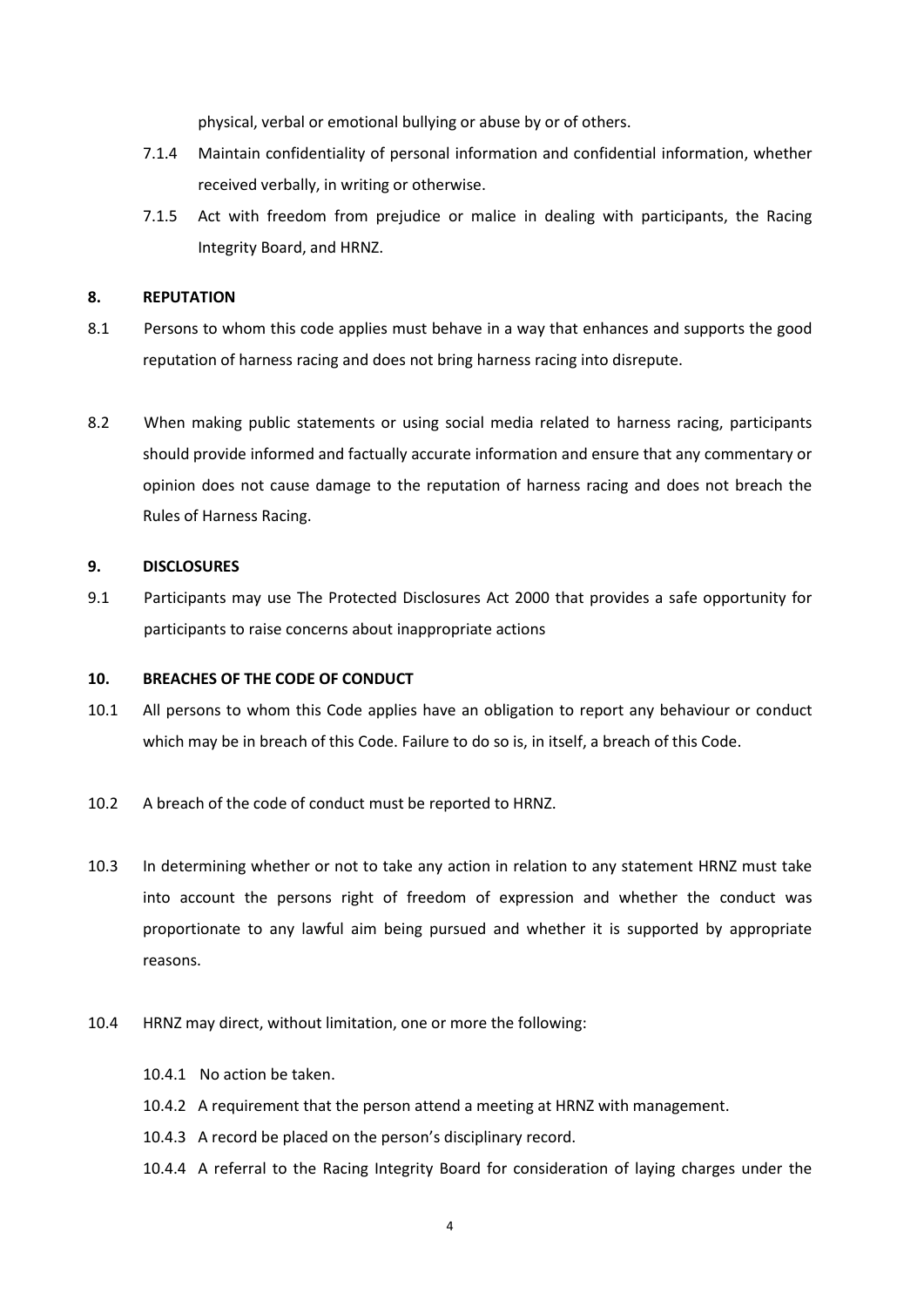physical, verbal or emotional bullying or abuse by or of others.

7.1.4 Maintain confidentiality of personal information and confidential information, whether received verbally, in writing or otherwise.

7.1.5 Act with freedom from prejudice or malice in dealing with participants, the Racing Integrity Board, and HRNZ.

## 8. REPUTATION

8.1 Persons to whom this code applies must behave in a way that enhances and supports the good reputation of harness racing and does not bring harness racing into disrepute.

8.2 When making public statements or using social media related to harness racing, participants should provide informed and factually accurate information and ensure that any commentary or opinion does not cause damage to the reputation of harness racing and does not breach the Rules of Harness Racing.

## 9. DISCLOSURES

9.1 Participants may use The Protected Disclosures Act 2000 that provides a safe opportunity for participants to raise concerns about inappropriate actions

## 10. BREACHES OF THE CODE OF CONDUCT

10.1 All persons to whom this Code applies have an obligation to report any behaviour or conduct which may be in breach of this Code. Failure to do so is, in itself, a breach of this Code.

10.2 A breach of the code of conduct must be reported to HRNZ.

10.3 In determining whether or not to take any action in relation to any statement HRNZ must take into account the persons right of freedom of expression and whether the conduct was proportionate to any lawful aim being pursued and whether it is supported by appropriate reasons.

10.4 HRNZ may direct, without limitation, one or more the following:

10.4.1 No action be taken.

10.4.2 A requirement that the person attend a meeting at HRNZ with management.

10.4.3 A record be placed on the person's disciplinary record.

10.4.4 A referral to the Racing Integrity Board for consideration of laying charges under the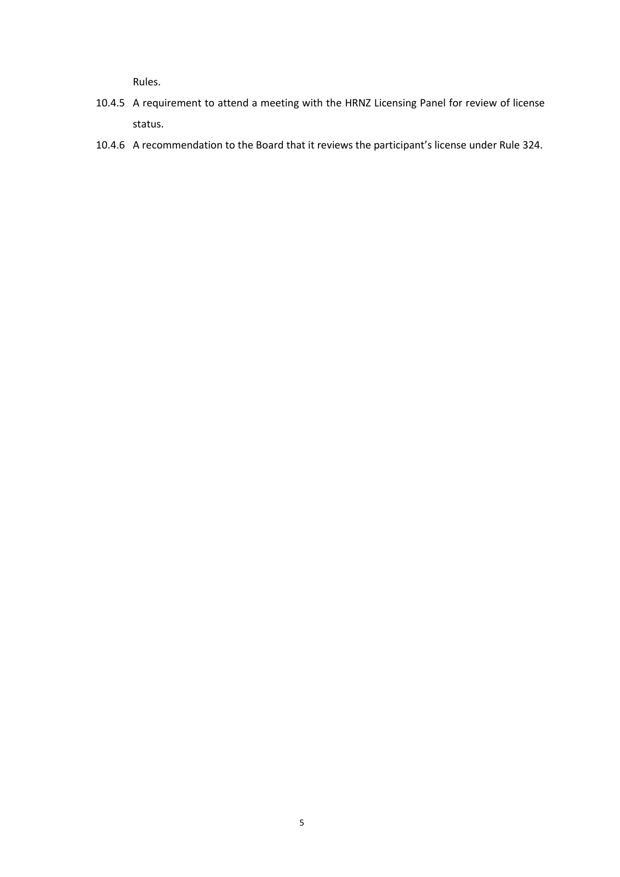Rules.

10.4.5 A requirement to attend a meeting with the HRNZ Licensing Panel for review of license status.

10.4.6 A recommendation to the Board that it reviews the participant's license under Rule 324.